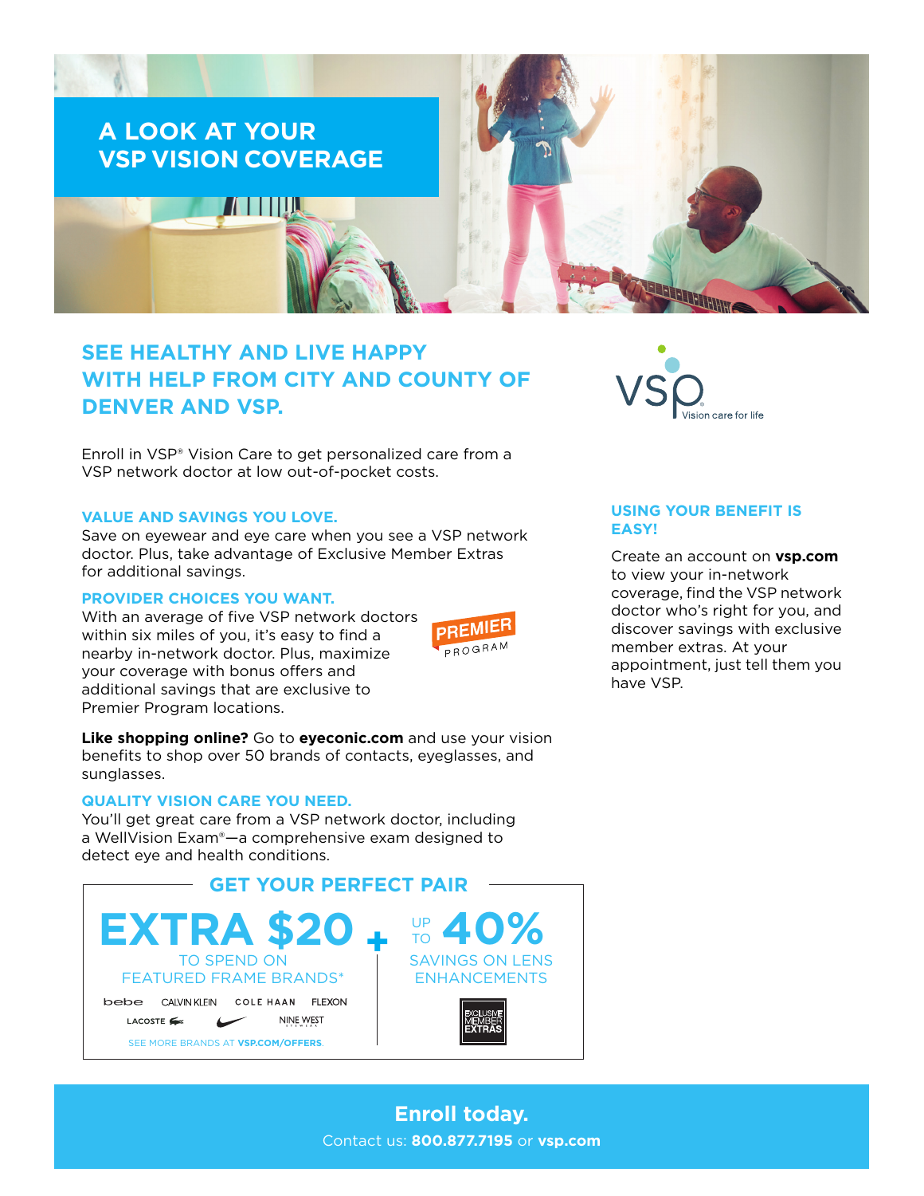# A LOOK AT YOUR VSP VISION COVERAGE

## SEE HEALTHY AND LIVE HAPPY WITH HELP FROM CITY AND COUNTY OF DENVER AND VSP.

VSP® Vision care for life

Enroll in VSP® Vision Care to get personalized care from a VSP network doctor at low out-of-pocket costs.

### VALUE AND SAVINGS YOU LOVE.

Save on eyewear and eye care when you see a VSP network doctor. Plus, take advantage of Exclusive Member Extras for additional savings.

### PROVIDER CHOICES YOU WANT.

With an average of five VSP network doctors within six miles of you, it's easy to find a nearby in-network doctor. Plus, maximize your coverage with bonus offers and additional savings that are exclusive to Premier Program locations.

PREMIER PROGRAM

**Like shopping online?** Go to **eyeconic.com** and use your vision benefits to shop over 50 brands of contacts, eyeglasses, and sunglasses.

### QUALITY VISION CARE YOU NEED.

You'll get great care from a VSP network doctor, including a WellVision Exam®—a comprehensive exam designed to detect eye and health conditions.

### USING YOUR BENEFIT IS EASY!

Create an account on **vsp.com** to view your in-network coverage, find the VSP network doctor who's right for you, and discover savings with exclusive member extras. At your appointment, just tell them you have VSP.

## GET YOUR PERFECT PAIR

**EXTRA $20** TO SPEND ON FEATURED FRAME BRANDS*

bebe CALVIN KLEIN COLE HAAN FLEXON LACOSTE NIKE NINE WEST

SEE MORE BRANDS AT **VSP.COM/OFFERS**.

**+ UP TO 40%** SAVINGS ON LENS ENHANCEMENTS

EXCLUSIVE MEMBER EXTRAS

**Enroll today.**

Contact us: **800.877.7195** or **vsp.com**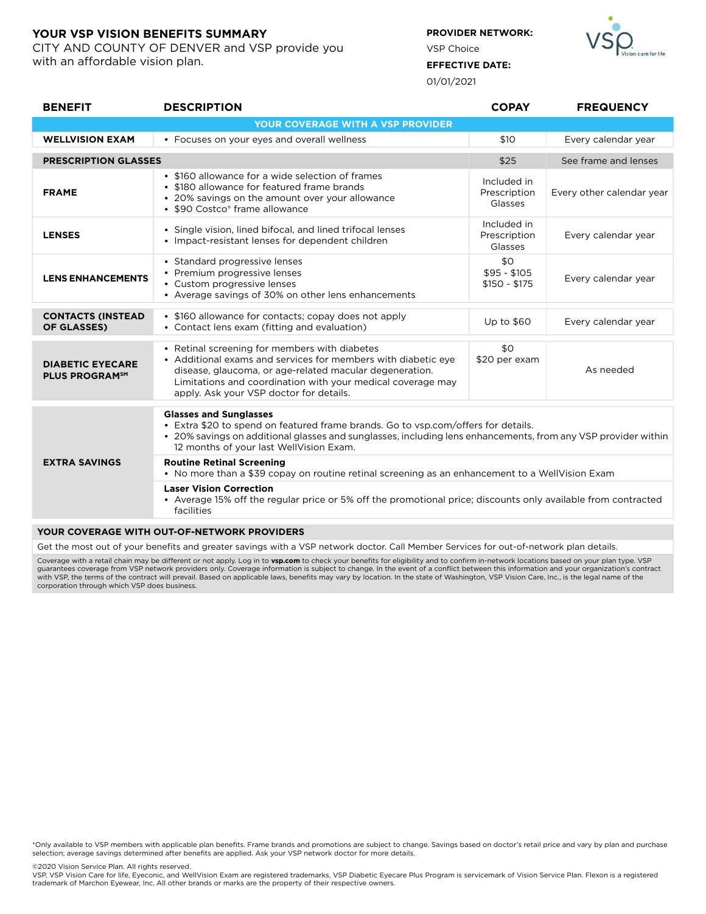## YOUR VSP VISION BENEFITS SUMMARY

CITY AND COUNTY OF DENVER and VSP provide you with an affordable vision plan.

**PROVIDER NETWORK:**
VSP Choice

**EFFECTIVE DATE:**
01/01/2021

| BENEFIT | DESCRIPTION | COPAY | FREQUENCY |
|---|---|---|---|
| **YOUR COVERAGE WITH A VSP PROVIDER** | | | |
| **WELLVISION EXAM** | • Focuses on your eyes and overall wellness | $10 | Every calendar year |
| **PRESCRIPTION GLASSES** | | $25 | See frame and lenses |
| **FRAME** | • $160 allowance for a wide selection of frames<br>• $180 allowance for featured frame brands<br>• 20% savings on the amount over your allowance<br>• $90 Costco® frame allowance | Included in Prescription Glasses | Every other calendar year |
| **LENSES** | • Single vision, lined bifocal, and lined trifocal lenses<br>• Impact-resistant lenses for dependent children | Included in Prescription Glasses | Every calendar year |
| **LENS ENHANCEMENTS** | • Standard progressive lenses<br>• Premium progressive lenses<br>• Custom progressive lenses<br>• Average savings of 30% on other lens enhancements | $0<br>$95 - $105<br>$150 - $175 | Every calendar year |
| **CONTACTS (INSTEAD OF GLASSES)** | • $160 allowance for contacts; copay does not apply<br>• Contact lens exam (fitting and evaluation) | Up to $60 | Every calendar year |
| **DIABETIC EYECARE PLUS PROGRAM℠** | • Retinal screening for members with diabetes<br>• Additional exams and services for members with diabetic eye disease, glaucoma, or age-related macular degeneration. Limitations and coordination with your medical coverage may apply. Ask your VSP doctor for details. | $0<br>$20 per exam | As needed |
| **EXTRA SAVINGS** | **Glasses and Sunglasses**<br>• Extra $20 to spend on featured frame brands. Go to vsp.com/offers for details.<br>• 20% savings on additional glasses and sunglasses, including lens enhancements, from any VSP provider within 12 months of your last WellVision Exam.<br>**Routine Retinal Screening**<br>• No more than a $39 copay on routine retinal screening as an enhancement to a WellVision Exam<br>**Laser Vision Correction**<br>• Average 15% off the regular price or 5% off the promotional price; discounts only available from contracted facilities | | |
| **YOUR COVERAGE WITH OUT-OF-NETWORK PROVIDERS** | | | |
| Get the most out of your benefits and greater savings with a VSP network doctor. Call Member Services for out-of-network plan details. | | | |

Coverage with a retail chain may be different or not apply. Log in to **vsp.com** to check your benefits for eligibility and to confirm in-network locations based on your plan type. VSP guarantees coverage from VSP network providers only. Coverage information is subject to change. In the event of a conflict between this information and your organization's contract with VSP, the terms of the contract will prevail. Based on applicable laws, benefits may vary by location. In the state of Washington, VSP Vision Care, Inc., is the legal name of the corporation through which VSP does business.

*Only available to VSP members with applicable plan benefits. Frame brands and promotions are subject to change. Savings based on doctor's retail price and vary by plan and purchase selection; average savings determined after benefits are applied. Ask your VSP network doctor for more details.

©2020 Vision Service Plan. All rights reserved.
VSP, VSP Vision Care for life, Eyeconic, and WellVision Exam are registered trademarks, VSP Diabetic Eyecare Plus Program is servicemark of Vision Service Plan. Flexon is a registered trademark of Marchon Eyewear, Inc. All other brands or marks are the property of their respective owners.